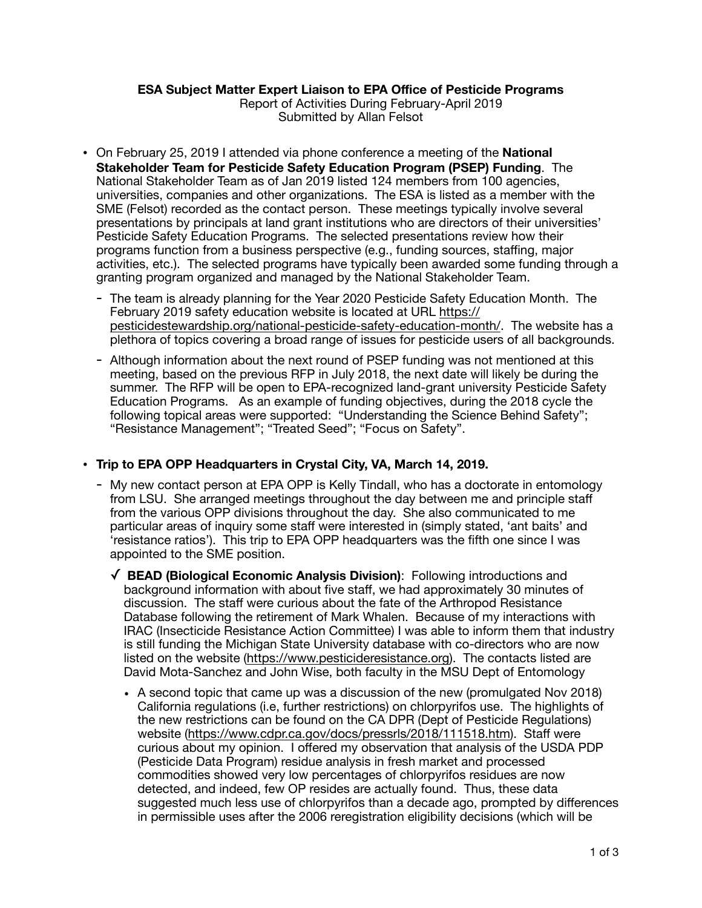**ESA Subject Matter Expert Liaison to EPA Office of Pesticide Programs**

Report of Activities During February-April 2019

Submitted by Allan Felsot

- On February 25, 2019 I attended via phone conference a meeting of the **National Stakeholder Team for Pesticide Safety Education Program (PSEP) Funding**. The National Stakeholder Team as of Jan 2019 listed 124 members from 100 agencies, universities, companies and other organizations. The ESA is listed as a member with the SME (Felsot) recorded as the contact person. These meetings typically involve several presentations by principals at land grant institutions who are directors of their universities' Pesticide Safety Education Programs. The selected presentations review how their programs function from a business perspective (e.g., funding sources, staffing, major activities, etc.). The selected programs have typically been awarded some funding through a granting program organized and managed by the National Stakeholder Team.
  - The team is already planning for the Year 2020 Pesticide Safety Education Month. The February 2019 safety education website is located at URL https://pesticidestewardship.org/national-pesticide-safety-education-month/. The website has a plethora of topics covering a broad range of issues for pesticide users of all backgrounds.
  - Although information about the next round of PSEP funding was not mentioned at this meeting, based on the previous RFP in July 2018, the next date will likely be during the summer. The RFP will be open to EPA-recognized land-grant university Pesticide Safety Education Programs. As an example of funding objectives, during the 2018 cycle the following topical areas were supported: "Understanding the Science Behind Safety"; "Resistance Management"; "Treated Seed"; "Focus on Safety".

- **Trip to EPA OPP Headquarters in Crystal City, VA, March 14, 2019.**
  - My new contact person at EPA OPP is Kelly Tindall, who has a doctorate in entomology from LSU. She arranged meetings throughout the day between me and principle staff from the various OPP divisions throughout the day. She also communicated to me particular areas of inquiry some staff were interested in (simply stated, 'ant baits' and 'resistance ratios'). This trip to EPA OPP headquarters was the fifth one since I was appointed to the SME position.
    - ✓ **BEAD (Biological Economic Analysis Division)**: Following introductions and background information with about five staff, we had approximately 30 minutes of discussion. The staff were curious about the fate of the Arthropod Resistance Database following the retirement of Mark Whalen. Because of my interactions with IRAC (Insecticide Resistance Action Committee) I was able to inform them that industry is still funding the Michigan State University database with co-directors who are now listed on the website (https://www.pesticideresistance.org). The contacts listed are David Mota-Sanchez and John Wise, both faculty in the MSU Dept of Entomology
      - A second topic that came up was a discussion of the new (promulgated Nov 2018) California regulations (i.e, further restrictions) on chlorpyrifos use. The highlights of the new restrictions can be found on the CA DPR (Dept of Pesticide Regulations) website (https://www.cdpr.ca.gov/docs/pressrls/2018/111518.htm). Staff were curious about my opinion. I offered my observation that analysis of the USDA PDP (Pesticide Data Program) residue analysis in fresh market and processed commodities showed very low percentages of chlorpyrifos residues are now detected, and indeed, few OP resides are actually found. Thus, these data suggested much less use of chlorpyrifos than a decade ago, prompted by differences in permissible uses after the 2006 reregistration eligibility decisions (which will be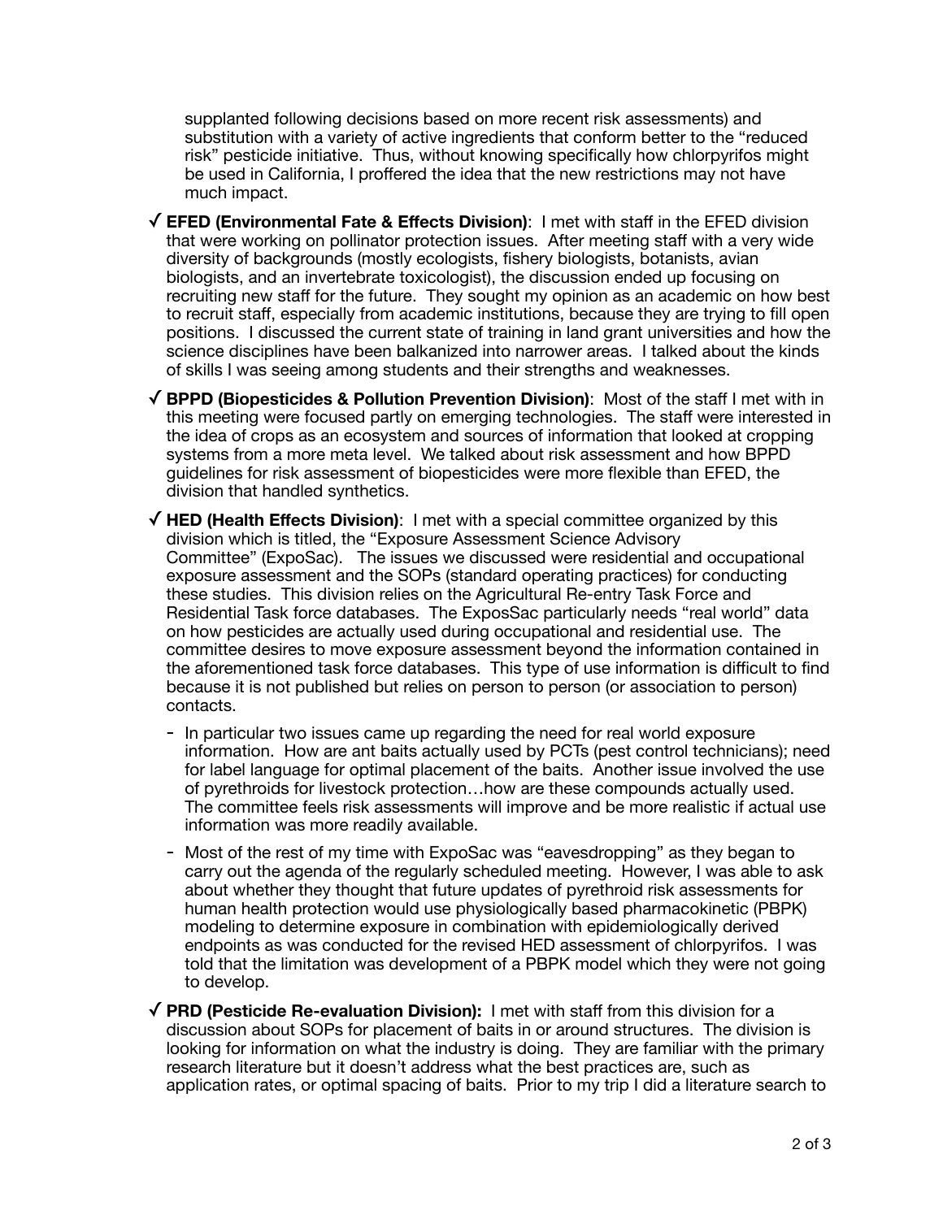supplanted following decisions based on more recent risk assessments) and substitution with a variety of active ingredients that conform better to the "reduced risk" pesticide initiative. Thus, without knowing specifically how chlorpyrifos might be used in California, I proffered the idea that the new restrictions may not have much impact.

✓ **EFED (Environmental Fate & Effects Division)**: I met with staff in the EFED division that were working on pollinator protection issues. After meeting staff with a very wide diversity of backgrounds (mostly ecologists, fishery biologists, botanists, avian biologists, and an invertebrate toxicologist), the discussion ended up focusing on recruiting new staff for the future. They sought my opinion as an academic on how best to recruit staff, especially from academic institutions, because they are trying to fill open positions. I discussed the current state of training in land grant universities and how the science disciplines have been balkanized into narrower areas. I talked about the kinds of skills I was seeing among students and their strengths and weaknesses.

✓ **BPPD (Biopesticides & Pollution Prevention Division)**: Most of the staff I met with in this meeting were focused partly on emerging technologies. The staff were interested in the idea of crops as an ecosystem and sources of information that looked at cropping systems from a more meta level. We talked about risk assessment and how BPPD guidelines for risk assessment of biopesticides were more flexible than EFED, the division that handled synthetics.

✓ **HED (Health Effects Division)**: I met with a special committee organized by this division which is titled, the "Exposure Assessment Science Advisory Committee" (ExpoSac). The issues we discussed were residential and occupational exposure assessment and the SOPs (standard operating practices) for conducting these studies. This division relies on the Agricultural Re-entry Task Force and Residential Task force databases. The ExposSac particularly needs "real world" data on how pesticides are actually used during occupational and residential use. The committee desires to move exposure assessment beyond the information contained in the aforementioned task force databases. This type of use information is difficult to find because it is not published but relies on person to person (or association to person) contacts.

- In particular two issues came up regarding the need for real world exposure information. How are ant baits actually used by PCTs (pest control technicians); need for label language for optimal placement of the baits. Another issue involved the use of pyrethroids for livestock protection…how are these compounds actually used. The committee feels risk assessments will improve and be more realistic if actual use information was more readily available.
- Most of the rest of my time with ExpoSac was "eavesdropping" as they began to carry out the agenda of the regularly scheduled meeting. However, I was able to ask about whether they thought that future updates of pyrethroid risk assessments for human health protection would use physiologically based pharmacokinetic (PBPK) modeling to determine exposure in combination with epidemiologically derived endpoints as was conducted for the revised HED assessment of chlorpyrifos. I was told that the limitation was development of a PBPK model which they were not going to develop.

✓ **PRD (Pesticide Re-evaluation Division):** I met with staff from this division for a discussion about SOPs for placement of baits in or around structures. The division is looking for information on what the industry is doing. They are familiar with the primary research literature but it doesn't address what the best practices are, such as application rates, or optimal spacing of baits. Prior to my trip I did a literature search to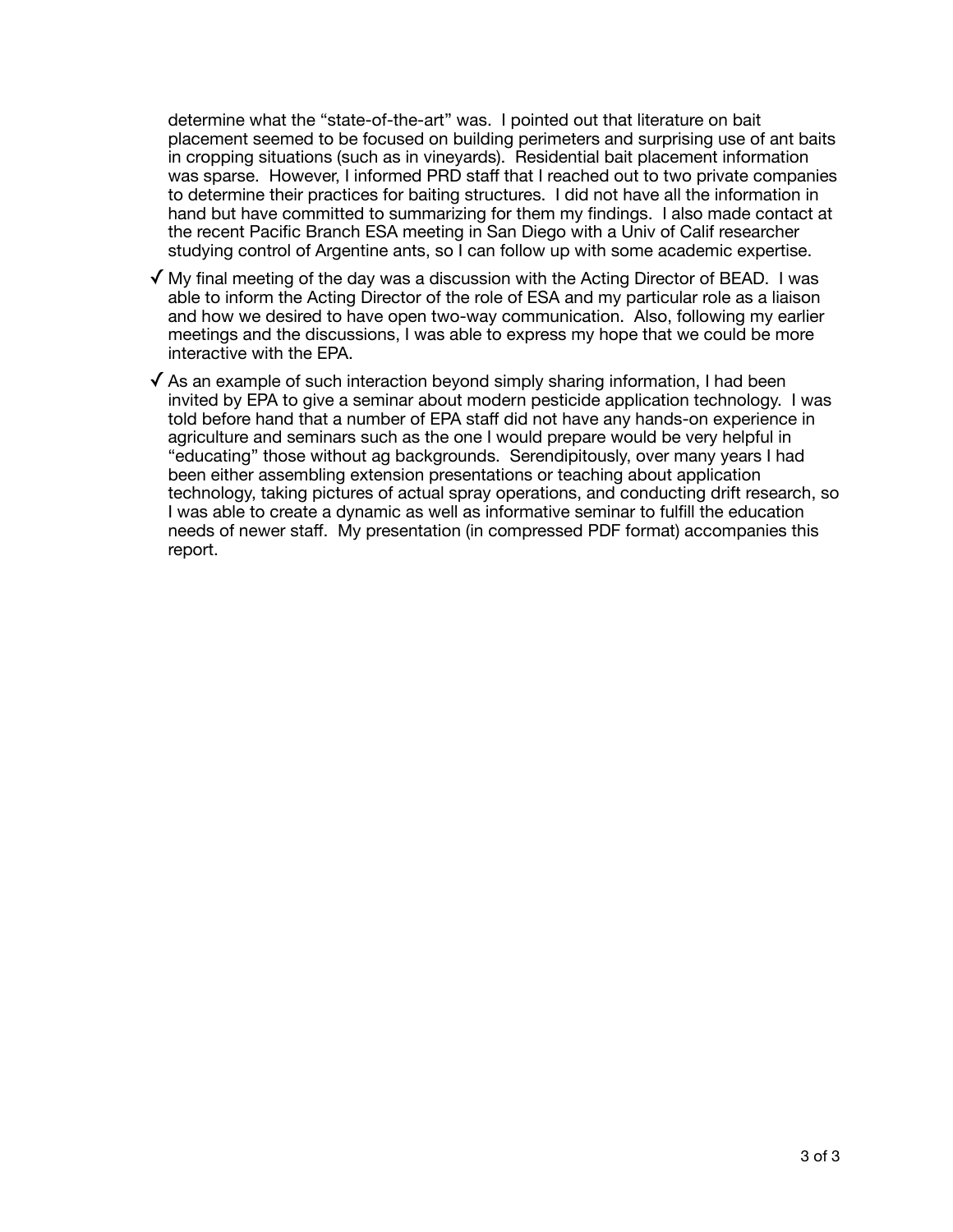determine what the “state-of-the-art” was. I pointed out that literature on bait placement seemed to be focused on building perimeters and surprising use of ant baits in cropping situations (such as in vineyards). Residential bait placement information was sparse. However, I informed PRD staff that I reached out to two private companies to determine their practices for baiting structures. I did not have all the information in hand but have committed to summarizing for them my findings. I also made contact at the recent Pacific Branch ESA meeting in San Diego with a Univ of Calif researcher studying control of Argentine ants, so I can follow up with some academic expertise.

✓ My final meeting of the day was a discussion with the Acting Director of BEAD. I was able to inform the Acting Director of the role of ESA and my particular role as a liaison and how we desired to have open two-way communication. Also, following my earlier meetings and the discussions, I was able to express my hope that we could be more interactive with the EPA.

✓ As an example of such interaction beyond simply sharing information, I had been invited by EPA to give a seminar about modern pesticide application technology. I was told before hand that a number of EPA staff did not have any hands-on experience in agriculture and seminars such as the one I would prepare would be very helpful in “educating” those without ag backgrounds. Serendipitously, over many years I had been either assembling extension presentations or teaching about application technology, taking pictures of actual spray operations, and conducting drift research, so I was able to create a dynamic as well as informative seminar to fulfill the education needs of newer staff. My presentation (in compressed PDF format) accompanies this report.